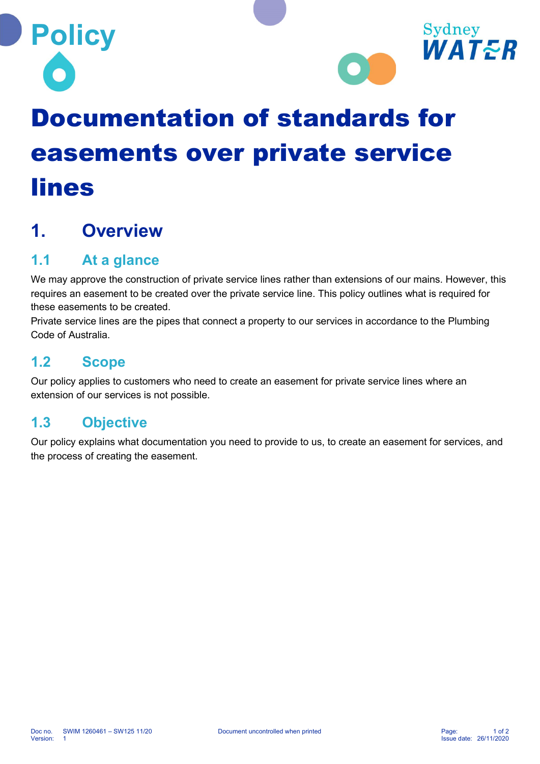Policy

# Documentation of standards for easements over private service lines

## 1. Overview

### 1.1 At a glance

We may approve the construction of private service lines rather than extensions of our mains. However, this requires an easement to be created over the private service line. This policy outlines what is required for these easements to be created.

Private service lines are the pipes that connect a property to our services in accordance to the Plumbing Code of Australia.

### 1.2 Scope

Our policy applies to customers who need to create an easement for private service lines where an extension of our services is not possible.

### 1.3 Objective

Our policy explains what documentation you need to provide to us, to create an easement for services, and the process of creating the easement.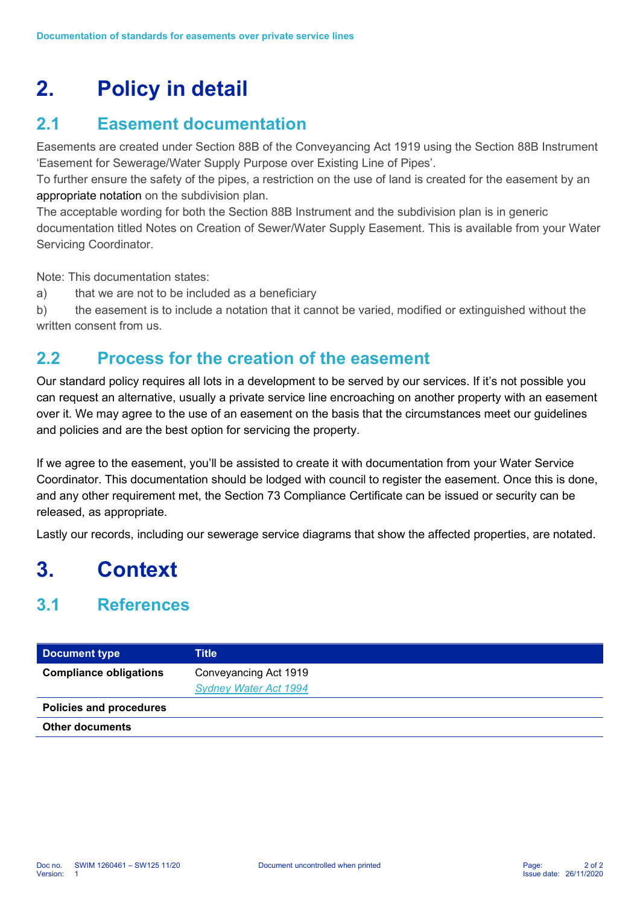# 2. Policy in detail

## 2.1 Easement documentation

Easements are created under Section 88B of the Conveyancing Act 1919 using the Section 88B Instrument 'Easement for Sewerage/Water Supply Purpose over Existing Line of Pipes'.
To further ensure the safety of the pipes, a restriction on the use of land is created for the easement by an appropriate notation on the subdivision plan.
The acceptable wording for both the Section 88B Instrument and the subdivision plan is in generic documentation titled Notes on Creation of Sewer/Water Supply Easement. This is available from your Water Servicing Coordinator.

Note: This documentation states:

a) that we are not to be included as a beneficiary

b) the easement is to include a notation that it cannot be varied, modified or extinguished without the written consent from us.

## 2.2 Process for the creation of the easement

Our standard policy requires all lots in a development to be served by our services. If it's not possible you can request an alternative, usually a private service line encroaching on another property with an easement over it. We may agree to the use of an easement on the basis that the circumstances meet our guidelines and policies and are the best option for servicing the property.

If we agree to the easement, you'll be assisted to create it with documentation from your Water Service Coordinator. This documentation should be lodged with council to register the easement. Once this is done, and any other requirement met, the Section 73 Compliance Certificate can be issued or security can be released, as appropriate.

Lastly our records, including our sewerage service diagrams that show the affected properties, are notated.

# 3. Context

## 3.1 References

| Document type | Title |
|---|---|
| **Compliance obligations** | Conveyancing Act 1919<br>*Sydney Water Act 1994* |
| **Policies and procedures** | |
| **Other documents** | |